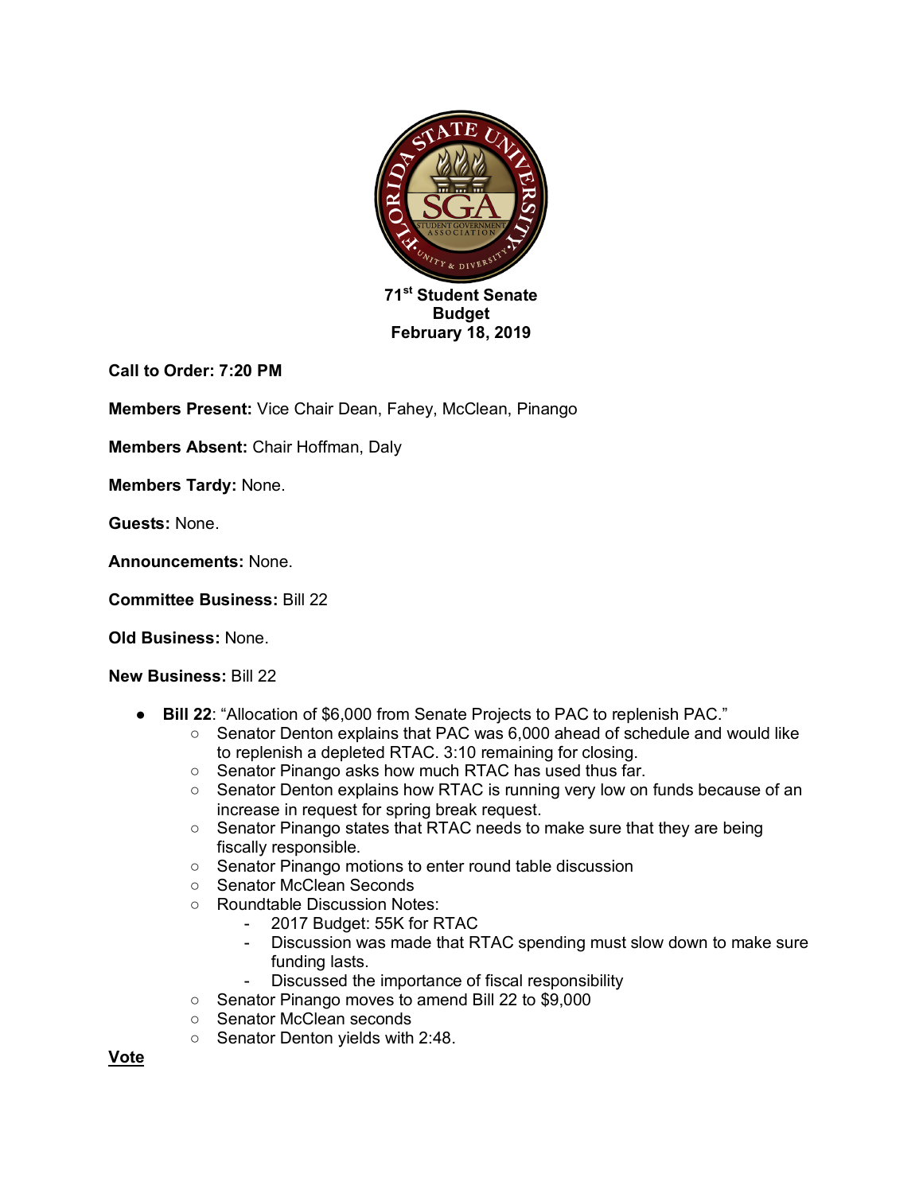**71st Student Senate**
**Budget**
**February 18, 2019**

**Call to Order: 7:20 PM**

**Members Present:** Vice Chair Dean, Fahey, McClean, Pinango

**Members Absent:** Chair Hoffman, Daly

**Members Tardy:** None.

**Guests:** None.

**Announcements:** None.

**Committee Business:** Bill 22

**Old Business:** None.

**New Business:** Bill 22

- **Bill 22**: "Allocation of $6,000 from Senate Projects to PAC to replenish PAC."
  - Senator Denton explains that PAC was 6,000 ahead of schedule and would like to replenish a depleted RTAC. 3:10 remaining for closing.
  - Senator Pinango asks how much RTAC has used thus far.
  - Senator Denton explains how RTAC is running very low on funds because of an increase in request for spring break request.
  - Senator Pinango states that RTAC needs to make sure that they are being fiscally responsible.
  - Senator Pinango motions to enter round table discussion
  - Senator McClean Seconds
  - Roundtable Discussion Notes:
    - 2017 Budget: 55K for RTAC
    - Discussion was made that RTAC spending must slow down to make sure funding lasts.
    - Discussed the importance of fiscal responsibility
  - Senator Pinango moves to amend Bill 22 to $9,000
  - Senator McClean seconds
  - Senator Denton yields with 2:48.

**Vote**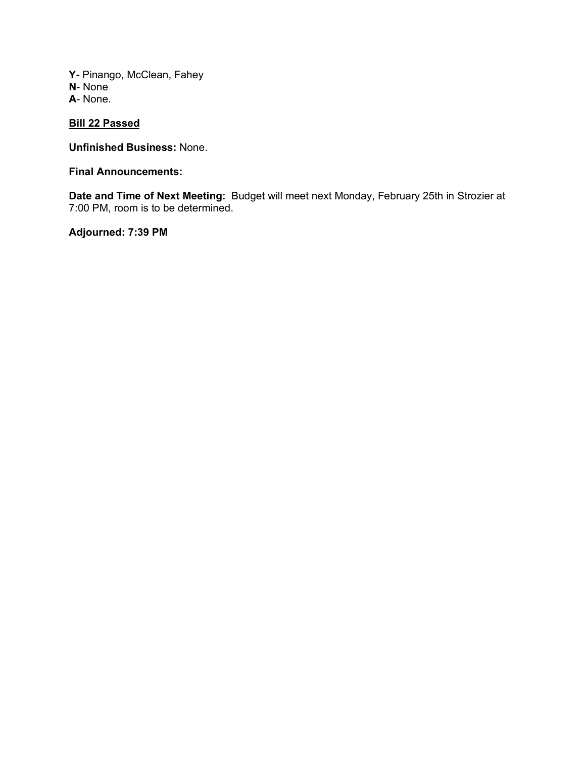**Y-** Pinango, McClean, Fahey
**N**- None
**A**- None.

**Bill 22 Passed**

**Unfinished Business:** None.

**Final Announcements:**

**Date and Time of Next Meeting:** Budget will meet next Monday, February 25th in Strozier at 7:00 PM, room is to be determined.

**Adjourned: 7:39 PM**